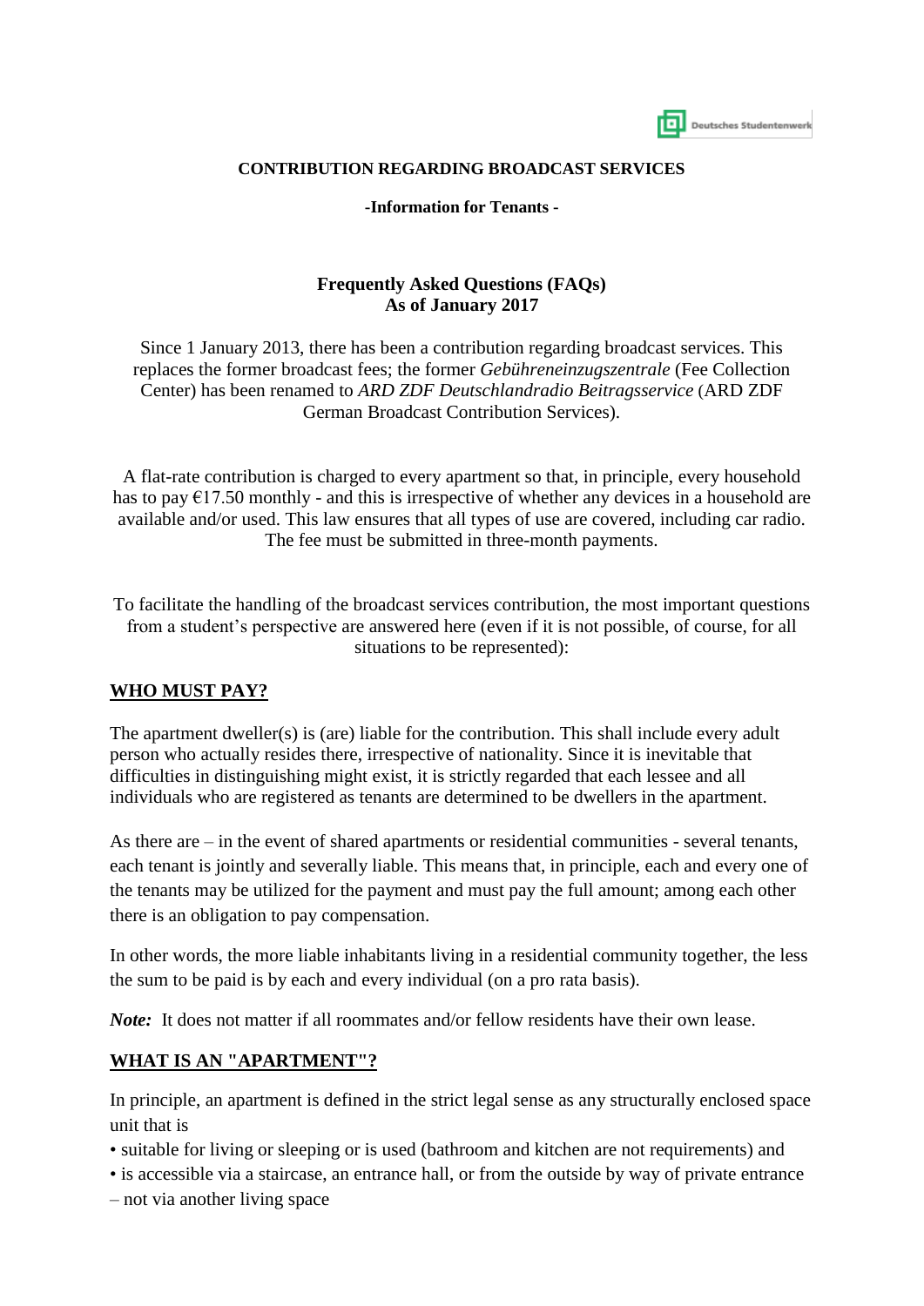Deutsches Studentenwerk

**CONTRIBUTION REGARDING BROADCAST SERVICES**

**-Information for Tenants -**

# Frequently Asked Questions (FAQs)
## As of January 2017

Since 1 January 2013, there has been a contribution regarding broadcast services. This replaces the former broadcast fees; the former *Gebühreneinzugszentrale* (Fee Collection Center) has been renamed to *ARD ZDF Deutschlandradio Beitragsservice* (ARD ZDF German Broadcast Contribution Services).

A flat-rate contribution is charged to every apartment so that, in principle, every household has to pay €17.50 monthly - and this is irrespective of whether any devices in a household are available and/or used. This law ensures that all types of use are covered, including car radio. The fee must be submitted in three-month payments.

To facilitate the handling of the broadcast services contribution, the most important questions from a student's perspective are answered here (even if it is not possible, of course, for all situations to be represented):

## WHO MUST PAY?

The apartment dweller(s) is (are) liable for the contribution. This shall include every adult person who actually resides there, irrespective of nationality. Since it is inevitable that difficulties in distinguishing might exist, it is strictly regarded that each lessee and all individuals who are registered as tenants are determined to be dwellers in the apartment.

As there are – in the event of shared apartments or residential communities - several tenants, each tenant is jointly and severally liable. This means that, in principle, each and every one of the tenants may be utilized for the payment and must pay the full amount; among each other there is an obligation to pay compensation.

In other words, the more liable inhabitants living in a residential community together, the less the sum to be paid is by each and every individual (on a pro rata basis).

***Note:*** It does not matter if all roommates and/or fellow residents have their own lease.

## WHAT IS AN "APARTMENT"?

In principle, an apartment is defined in the strict legal sense as any structurally enclosed space unit that is

- suitable for living or sleeping or is used (bathroom and kitchen are not requirements) and
- is accessible via a staircase, an entrance hall, or from the outside by way of private entrance – not via another living space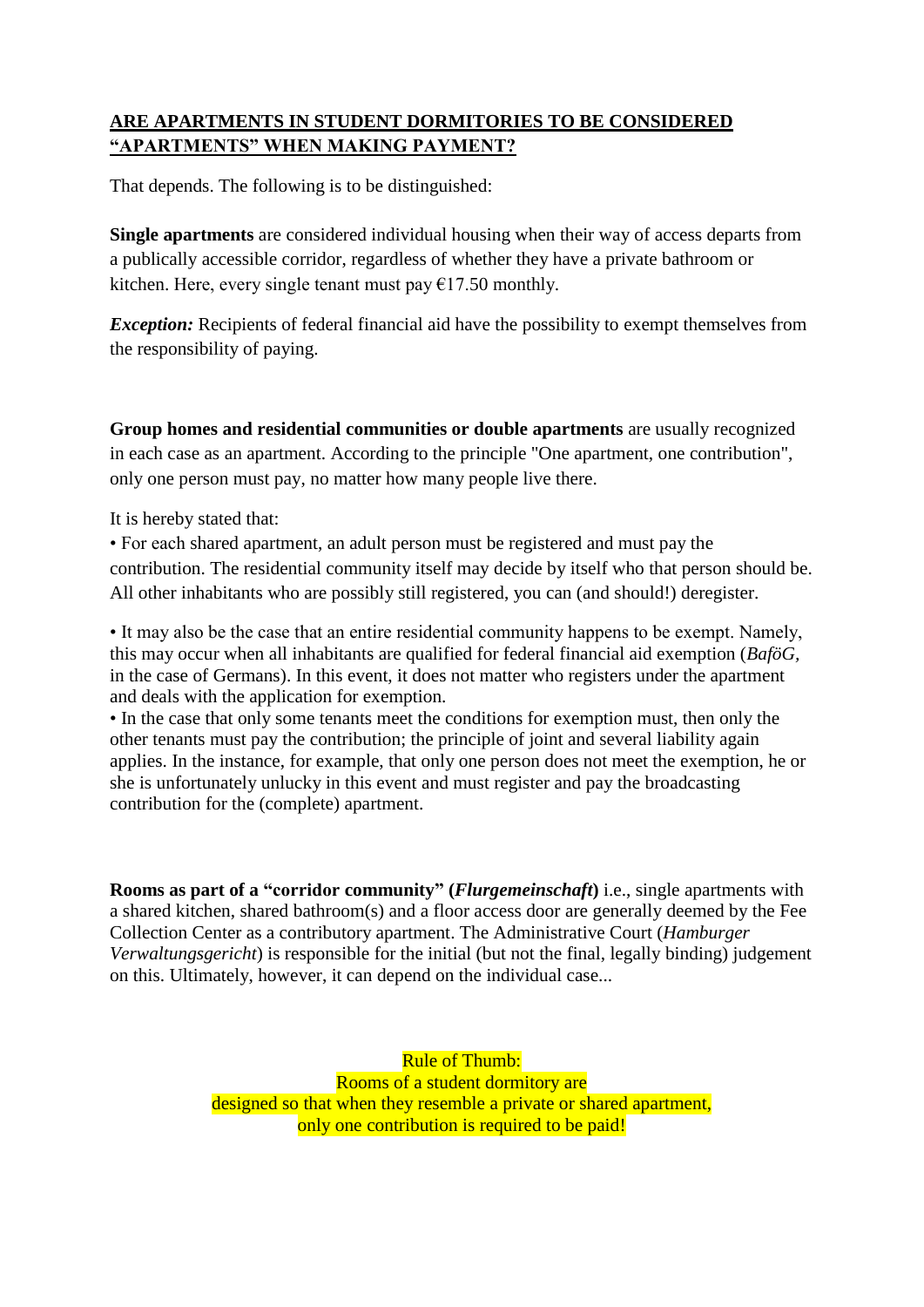## ARE APARTMENTS IN STUDENT DORMITORIES TO BE CONSIDERED "APARTMENTS" WHEN MAKING PAYMENT?

That depends. The following is to be distinguished:

**Single apartments** are considered individual housing when their way of access departs from a publically accessible corridor, regardless of whether they have a private bathroom or kitchen. Here, every single tenant must pay €17.50 monthly.

***Exception:*** Recipients of federal financial aid have the possibility to exempt themselves from the responsibility of paying.

**Group homes and residential communities or double apartments** are usually recognized in each case as an apartment. According to the principle "One apartment, one contribution", only one person must pay, no matter how many people live there.

It is hereby stated that:

- For each shared apartment, an adult person must be registered and must pay the contribution. The residential community itself may decide by itself who that person should be. All other inhabitants who are possibly still registered, you can (and should!) deregister.
- It may also be the case that an entire residential community happens to be exempt. Namely, this may occur when all inhabitants are qualified for federal financial aid exemption (*BaföG*, in the case of Germans). In this event, it does not matter who registers under the apartment and deals with the application for exemption.
- In the case that only some tenants meet the conditions for exemption must, then only the other tenants must pay the contribution; the principle of joint and several liability again applies. In the instance, for example, that only one person does not meet the exemption, he or she is unfortunately unlucky in this event and must register and pay the broadcasting contribution for the (complete) apartment.

**Rooms as part of a "corridor community" (*Flurgemeinschaft*)** i.e., single apartments with a shared kitchen, shared bathroom(s) and a floor access door are generally deemed by the Fee Collection Center as a contributory apartment. The Administrative Court (*Hamburger Verwaltungsgericht*) is responsible for the initial (but not the final, legally binding) judgement on this. Ultimately, however, it can depend on the individual case...

Rule of Thumb:
Rooms of a student dormitory are
designed so that when they resemble a private or shared apartment,
only one contribution is required to be paid!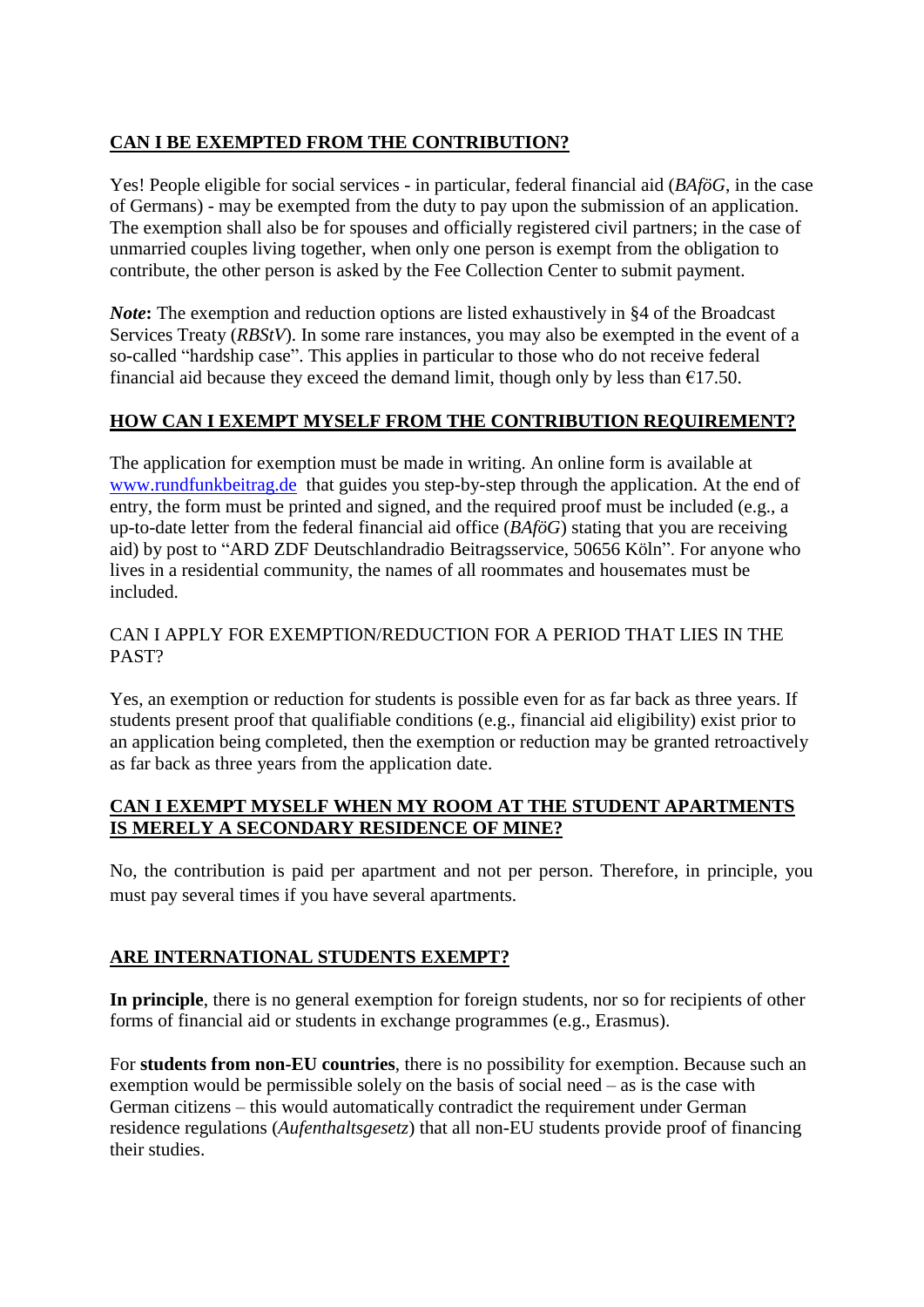## CAN I BE EXEMPTED FROM THE CONTRIBUTION?

Yes! People eligible for social services - in particular, federal financial aid (*BAföG*, in the case of Germans) - may be exempted from the duty to pay upon the submission of an application. The exemption shall also be for spouses and officially registered civil partners; in the case of unmarried couples living together, when only one person is exempt from the obligation to contribute, the other person is asked by the Fee Collection Center to submit payment.

***Note*:** The exemption and reduction options are listed exhaustively in §4 of the Broadcast Services Treaty (*RBStV*). In some rare instances, you may also be exempted in the event of a so-called "hardship case". This applies in particular to those who do not receive federal financial aid because they exceed the demand limit, though only by less than €17.50.

## HOW CAN I EXEMPT MYSELF FROM THE CONTRIBUTION REQUIREMENT?

The application for exemption must be made in writing. An online form is available at [www.rundfunkbeitrag.de](http://www.rundfunkbeitrag.de) that guides you step-by-step through the application. At the end of entry, the form must be printed and signed, and the required proof must be included (e.g., a up-to-date letter from the federal financial aid office (*BAföG*) stating that you are receiving aid) by post to "ARD ZDF Deutschlandradio Beitragsservice, 50656 Köln". For anyone who lives in a residential community, the names of all roommates and housemates must be included.

CAN I APPLY FOR EXEMPTION/REDUCTION FOR A PERIOD THAT LIES IN THE PAST?

Yes, an exemption or reduction for students is possible even for as far back as three years. If students present proof that qualifiable conditions (e.g., financial aid eligibility) exist prior to an application being completed, then the exemption or reduction may be granted retroactively as far back as three years from the application date.

## CAN I EXEMPT MYSELF WHEN MY ROOM AT THE STUDENT APARTMENTS IS MERELY A SECONDARY RESIDENCE OF MINE?

No, the contribution is paid per apartment and not per person. Therefore, in principle, you must pay several times if you have several apartments.

## ARE INTERNATIONAL STUDENTS EXEMPT?

**In principle**, there is no general exemption for foreign students, nor so for recipients of other forms of financial aid or students in exchange programmes (e.g., Erasmus).

For **students from non-EU countries**, there is no possibility for exemption. Because such an exemption would be permissible solely on the basis of social need – as is the case with German citizens – this would automatically contradict the requirement under German residence regulations (*Aufenthaltsgesetz*) that all non-EU students provide proof of financing their studies.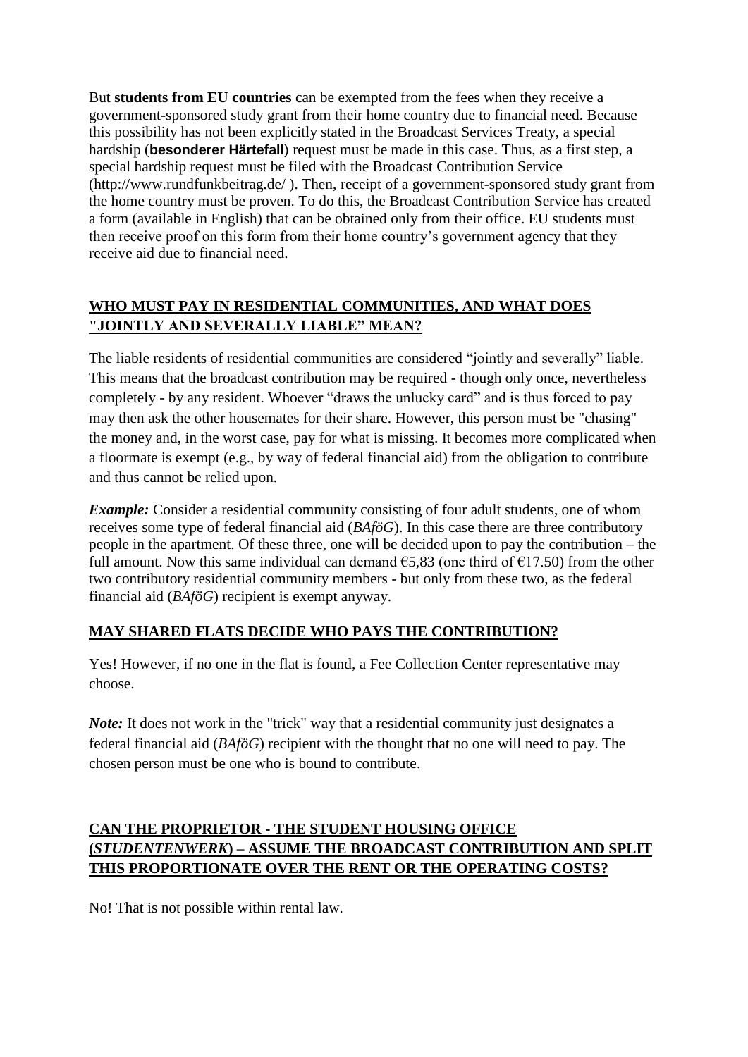But **students from EU countries** can be exempted from the fees when they receive a government-sponsored study grant from their home country due to financial need. Because this possibility has not been explicitly stated in the Broadcast Services Treaty, a special hardship (**besonderer Härtefall**) request must be made in this case. Thus, as a first step, a special hardship request must be filed with the Broadcast Contribution Service (http://www.rundfunkbeitrag.de/ ). Then, receipt of a government-sponsored study grant from the home country must be proven. To do this, the Broadcast Contribution Service has created a form (available in English) that can be obtained only from their office. EU students must then receive proof on this form from their home country's government agency that they receive aid due to financial need.

## WHO MUST PAY IN RESIDENTIAL COMMUNITIES, AND WHAT DOES "JOINTLY AND SEVERALLY LIABLE" MEAN?

The liable residents of residential communities are considered "jointly and severally" liable. This means that the broadcast contribution may be required - though only once, nevertheless completely - by any resident. Whoever "draws the unlucky card" and is thus forced to pay may then ask the other housemates for their share. However, this person must be "chasing" the money and, in the worst case, pay for what is missing. It becomes more complicated when a floormate is exempt (e.g., by way of federal financial aid) from the obligation to contribute and thus cannot be relied upon.

***Example:*** Consider a residential community consisting of four adult students, one of whom receives some type of federal financial aid (*BAföG*). In this case there are three contributory people in the apartment. Of these three, one will be decided upon to pay the contribution – the full amount. Now this same individual can demand €5,83 (one third of €17.50) from the other two contributory residential community members - but only from these two, as the federal financial aid (*BAföG*) recipient is exempt anyway.

## MAY SHARED FLATS DECIDE WHO PAYS THE CONTRIBUTION?

Yes! However, if no one in the flat is found, a Fee Collection Center representative may choose.

***Note:*** It does not work in the "trick" way that a residential community just designates a federal financial aid (*BAföG*) recipient with the thought that no one will need to pay. The chosen person must be one who is bound to contribute.

## CAN THE PROPRIETOR - THE STUDENT HOUSING OFFICE (*STUDENTENWERK*) – ASSUME THE BROADCAST CONTRIBUTION AND SPLIT THIS PROPORTIONATE OVER THE RENT OR THE OPERATING COSTS?

No! That is not possible within rental law.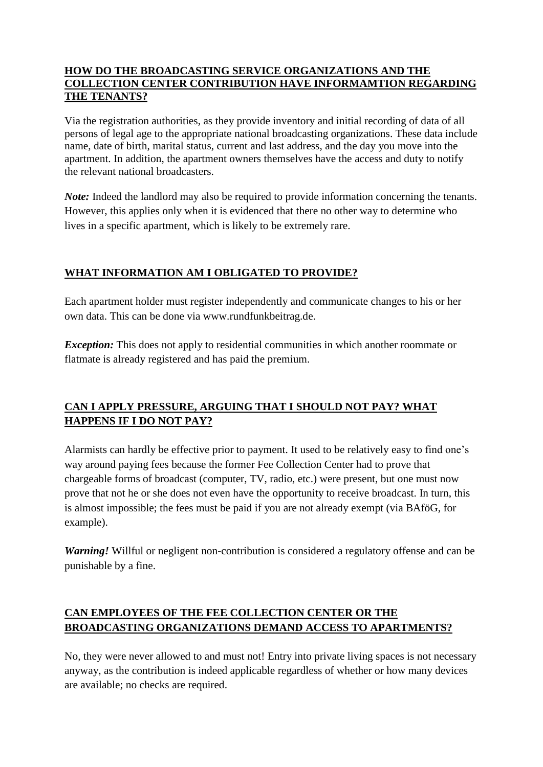## HOW DO THE BROADCASTING SERVICE ORGANIZATIONS AND THE COLLECTION CENTER CONTRIBUTION HAVE INFORMAMTION REGARDING THE TENANTS?

Via the registration authorities, as they provide inventory and initial recording of data of all persons of legal age to the appropriate national broadcasting organizations. These data include name, date of birth, marital status, current and last address, and the day you move into the apartment. In addition, the apartment owners themselves have the access and duty to notify the relevant national broadcasters.

***Note:*** Indeed the landlord may also be required to provide information concerning the tenants. However, this applies only when it is evidenced that there no other way to determine who lives in a specific apartment, which is likely to be extremely rare.

## WHAT INFORMATION AM I OBLIGATED TO PROVIDE?

Each apartment holder must register independently and communicate changes to his or her own data. This can be done via www.rundfunkbeitrag.de.

***Exception:*** This does not apply to residential communities in which another roommate or flatmate is already registered and has paid the premium.

## CAN I APPLY PRESSURE, ARGUING THAT I SHOULD NOT PAY? WHAT HAPPENS IF I DO NOT PAY?

Alarmists can hardly be effective prior to payment. It used to be relatively easy to find one's way around paying fees because the former Fee Collection Center had to prove that chargeable forms of broadcast (computer, TV, radio, etc.) were present, but one must now prove that not he or she does not even have the opportunity to receive broadcast. In turn, this is almost impossible; the fees must be paid if you are not already exempt (via BAföG, for example).

***Warning!*** Willful or negligent non-contribution is considered a regulatory offense and can be punishable by a fine.

## CAN EMPLOYEES OF THE FEE COLLECTION CENTER OR THE BROADCASTING ORGANIZATIONS DEMAND ACCESS TO APARTMENTS?

No, they were never allowed to and must not! Entry into private living spaces is not necessary anyway, as the contribution is indeed applicable regardless of whether or how many devices are available; no checks are required.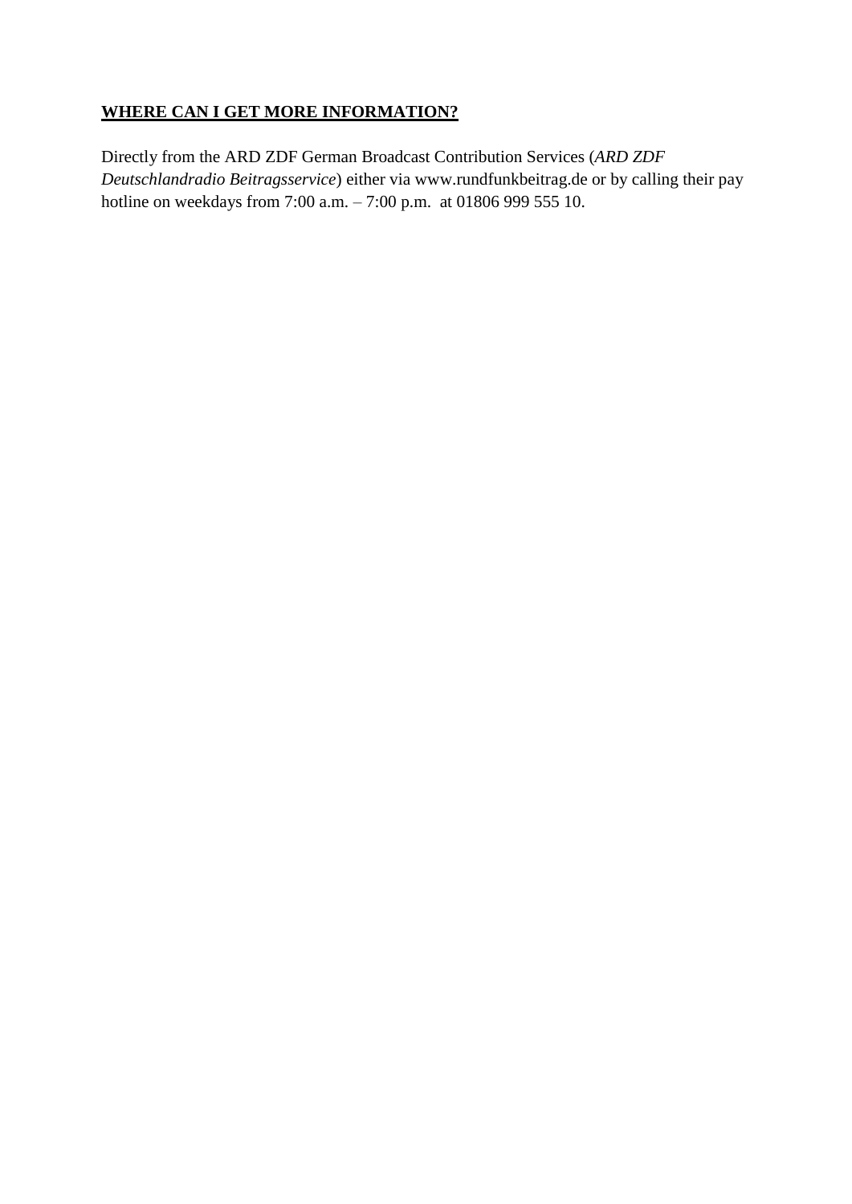**WHERE CAN I GET MORE INFORMATION?**

Directly from the ARD ZDF German Broadcast Contribution Services (*ARD ZDF Deutschlandradio Beitragsservice*) either via www.rundfunkbeitrag.de or by calling their pay hotline on weekdays from 7:00 a.m. – 7:00 p.m. at 01806 999 555 10.